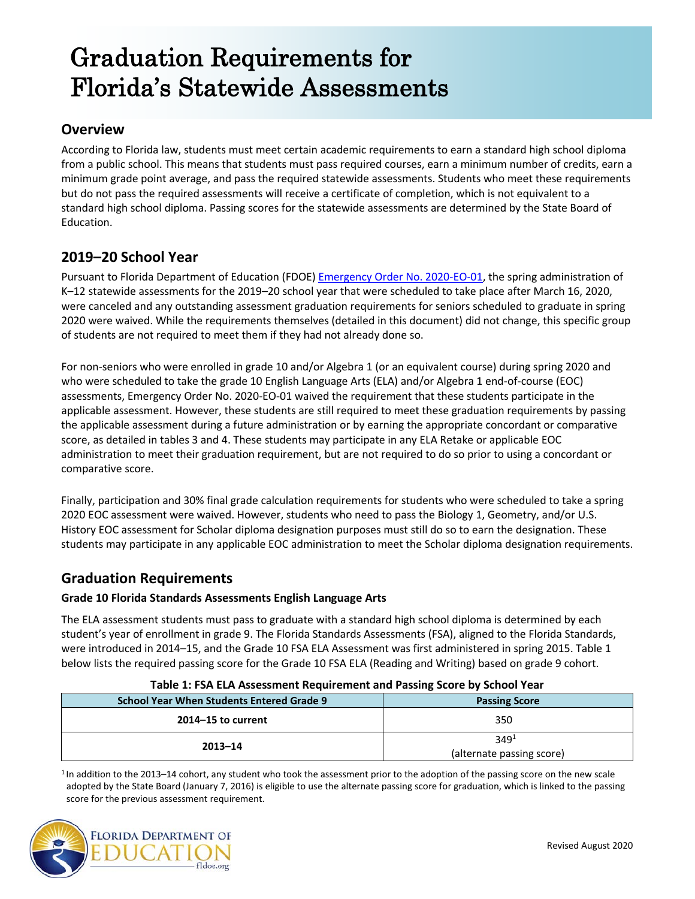# Graduation Requirements for Florida's Statewide Assessments

## Overview

According to Florida law, students must meet certain academic requirements to earn a standard high school diploma from a public school. This means that students must pass required courses, earn a minimum number of credits, earn a minimum grade point average, and pass the required statewide assessments. Students who meet these requirements but do not pass the required assessments will receive a certificate of completion, which is not equivalent to a standard high school diploma. Passing scores for the statewide assessments are determined by the State Board of Education.

## 2019–20 School Year

Pursuant to Florida Department of Education (FDOE) Emergency Order No. 2020-EO-01, the spring administration of K–12 statewide assessments for the 2019–20 school year that were scheduled to take place after March 16, 2020, were canceled and any outstanding assessment graduation requirements for seniors scheduled to graduate in spring 2020 were waived. While the requirements themselves (detailed in this document) did not change, this specific group of students are not required to meet them if they had not already done so.

For non-seniors who were enrolled in grade 10 and/or Algebra 1 (or an equivalent course) during spring 2020 and who were scheduled to take the grade 10 English Language Arts (ELA) and/or Algebra 1 end-of-course (EOC) assessments, Emergency Order No. 2020-EO-01 waived the requirement that these students participate in the applicable assessment. However, these students are still required to meet these graduation requirements by passing the applicable assessment during a future administration or by earning the appropriate concordant or comparative score, as detailed in tables 3 and 4. These students may participate in any ELA Retake or applicable EOC administration to meet their graduation requirement, but are not required to do so prior to using a concordant or comparative score.

Finally, participation and 30% final grade calculation requirements for students who were scheduled to take a spring 2020 EOC assessment were waived. However, students who need to pass the Biology 1, Geometry, and/or U.S. History EOC assessment for Scholar diploma designation purposes must still do so to earn the designation. These students may participate in any applicable EOC administration to meet the Scholar diploma designation requirements.

## Graduation Requirements

### Grade 10 Florida Standards Assessments English Language Arts

The ELA assessment students must pass to graduate with a standard high school diploma is determined by each student's year of enrollment in grade 9. The Florida Standards Assessments (FSA), aligned to the Florida Standards, were introduced in 2014–15, and the Grade 10 FSA ELA Assessment was first administered in spring 2015. Table 1 below lists the required passing score for the Grade 10 FSA ELA (Reading and Writing) based on grade 9 cohort.

**Table 1: FSA ELA Assessment Requirement and Passing Score by School Year**

| School Year When Students Entered Grade 9 | Passing Score |
|---|---|
| 2014–15 to current | 350 |
| 2013–14 | 349[1] (alternate passing score) |

[1] In addition to the 2013–14 cohort, any student who took the assessment prior to the adoption of the passing score on the new scale adopted by the State Board (January 7, 2016) is eligible to use the alternate passing score for graduation, which is linked to the passing score for the previous assessment requirement.

Revised August 2020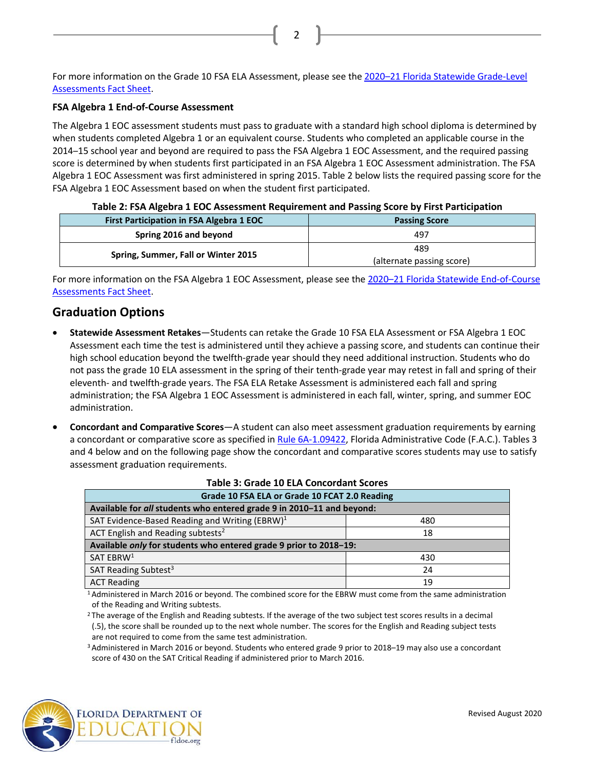For more information on the Grade 10 FSA ELA Assessment, please see the [2020–21 Florida Statewide Grade-Level Assessments Fact Sheet](#).

**FSA Algebra 1 End-of-Course Assessment**

The Algebra 1 EOC assessment students must pass to graduate with a standard high school diploma is determined by when students completed Algebra 1 or an equivalent course. Students who completed an applicable course in the 2014–15 school year and beyond are required to pass the FSA Algebra 1 EOC Assessment, and the required passing score is determined by when students first participated in an FSA Algebra 1 EOC Assessment administration. The FSA Algebra 1 EOC Assessment was first administered in spring 2015. Table 2 below lists the required passing score for the FSA Algebra 1 EOC Assessment based on when the student first participated.

**Table 2: FSA Algebra 1 EOC Assessment Requirement and Passing Score by First Participation**

| First Participation in FSA Algebra 1 EOC | Passing Score |
|---|---|
| **Spring 2016 and beyond** | 497 |
| **Spring, Summer, Fall or Winter 2015** | 489 (alternate passing score) |

For more information on the FSA Algebra 1 EOC Assessment, please see the [2020–21 Florida Statewide End-of-Course Assessments Fact Sheet](#).

## Graduation Options

- **Statewide Assessment Retakes**—Students can retake the Grade 10 FSA ELA Assessment or FSA Algebra 1 EOC Assessment each time the test is administered until they achieve a passing score, and students can continue their high school education beyond the twelfth-grade year should they need additional instruction. Students who do not pass the grade 10 ELA assessment in the spring of their tenth-grade year may retest in fall and spring of their eleventh- and twelfth-grade years. The FSA ELA Retake Assessment is administered each fall and spring administration; the FSA Algebra 1 EOC Assessment is administered in each fall, winter, spring, and summer EOC administration.
- **Concordant and Comparative Scores**—A student can also meet assessment graduation requirements by earning a concordant or comparative score as specified in [Rule 6A-1.09422](#), Florida Administrative Code (F.A.C.). Tables 3 and 4 below and on the following page show the concordant and comparative scores students may use to satisfy assessment graduation requirements.

**Table 3: Grade 10 ELA Concordant Scores**

| Grade 10 FSA ELA or Grade 10 FCAT 2.0 Reading | |
|---|---|
| **Available for *all* students who entered grade 9 in 2010–11 and beyond:** | |
| SAT Evidence-Based Reading and Writing (EBRW)[1] | 480 |
| ACT English and Reading subtests[2] | 18 |
| **Available *only* for students who entered grade 9 prior to 2018–19:** | |
| SAT EBRW[1] | 430 |
| SAT Reading Subtest[3] | 24 |
| ACT Reading | 19 |

[1] Administered in March 2016 or beyond. The combined score for the EBRW must come from the same administration of the Reading and Writing subtests.

[2] The average of the English and Reading subtests. If the average of the two subject test scores results in a decimal (.5), the score shall be rounded up to the next whole number. The scores for the English and Reading subject tests are not required to come from the same test administration.

[3] Administered in March 2016 or beyond. Students who entered grade 9 prior to 2018–19 may also use a concordant score of 430 on the SAT Critical Reading if administered prior to March 2016.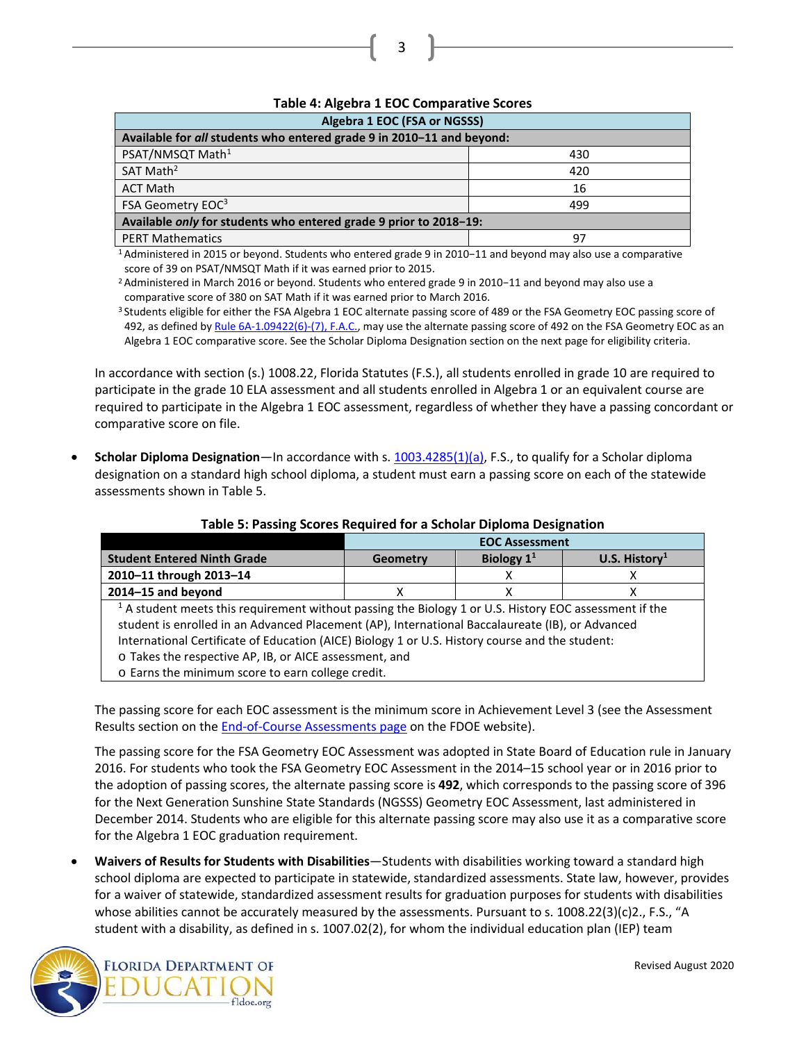**Table 4: Algebra 1 EOC Comparative Scores**

| Algebra 1 EOC (FSA or NGSSS) | |
|---|---|
| **Available for *all* students who entered grade 9 in 2010–11 and beyond:** | |
| PSAT/NMSQT Math[1] | 430 |
| SAT Math[2] | 420 |
| ACT Math | 16 |
| FSA Geometry EOC[3] | 499 |
| **Available *only* for students who entered grade 9 prior to 2018–19:** | |
| PERT Mathematics | 97 |

[1] Administered in 2015 or beyond. Students who entered grade 9 in 2010–11 and beyond may also use a comparative score of 39 on PSAT/NMSQT Math if it was earned prior to 2015.

[2] Administered in March 2016 or beyond. Students who entered grade 9 in 2010–11 and beyond may also use a comparative score of 380 on SAT Math if it was earned prior to March 2016.

[3] Students eligible for either the FSA Algebra 1 EOC alternate passing score of 489 or the FSA Geometry EOC passing score of 492, as defined by Rule 6A-1.09422(6)-(7), F.A.C., may use the alternate passing score of 492 on the FSA Geometry EOC as an Algebra 1 EOC comparative score. See the Scholar Diploma Designation section on the next page for eligibility criteria.

In accordance with section (s.) 1008.22, Florida Statutes (F.S.), all students enrolled in grade 10 are required to participate in the grade 10 ELA assessment and all students enrolled in Algebra 1 or an equivalent course are required to participate in the Algebra 1 EOC assessment, regardless of whether they have a passing concordant or comparative score on file.

- **Scholar Diploma Designation**—In accordance with s. 1003.4285(1)(a), F.S., to qualify for a Scholar diploma designation on a standard high school diploma, a student must earn a passing score on each of the statewide assessments shown in Table 5.

**Table 5: Passing Scores Required for a Scholar Diploma Designation**

| | EOC Assessment | | |
|---|---|---|---|
| **Student Entered Ninth Grade** | **Geometry** | **Biology 1[1]** | **U.S. History[1]** |
| **2010–11 through 2013–14** | | X | X |
| **2014–15 and beyond** | X | X | X |

[1] A student meets this requirement without passing the Biology 1 or U.S. History EOC assessment if the student is enrolled in an Advanced Placement (AP), International Baccalaureate (IB), or Advanced International Certificate of Education (AICE) Biology 1 or U.S. History course and the student:
- Takes the respective AP, IB, or AICE assessment, and
- Earns the minimum score to earn college credit.

The passing score for each EOC assessment is the minimum score in Achievement Level 3 (see the Assessment Results section on the End-of-Course Assessments page on the FDOE website).

The passing score for the FSA Geometry EOC Assessment was adopted in State Board of Education rule in January 2016. For students who took the FSA Geometry EOC Assessment in the 2014–15 school year or in 2016 prior to the adoption of passing scores, the alternate passing score is **492**, which corresponds to the passing score of 396 for the Next Generation Sunshine State Standards (NGSSS) Geometry EOC Assessment, last administered in December 2014. Students who are eligible for this alternate passing score may also use it as a comparative score for the Algebra 1 EOC graduation requirement.

- **Waivers of Results for Students with Disabilities**—Students with disabilities working toward a standard high school diploma are expected to participate in statewide, standardized assessments. State law, however, provides for a waiver of statewide, standardized assessment results for graduation purposes for students with disabilities whose abilities cannot be accurately measured by the assessments. Pursuant to s. 1008.22(3)(c)2., F.S., "A student with a disability, as defined in s. 1007.02(2), for whom the individual education plan (IEP) team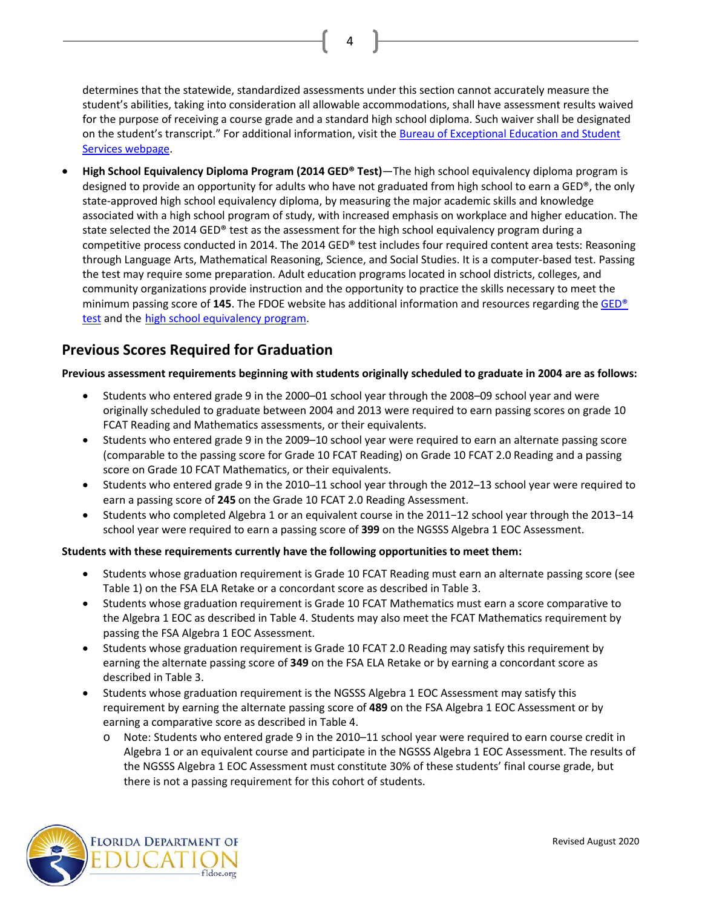determines that the statewide, standardized assessments under this section cannot accurately measure the student's abilities, taking into consideration all allowable accommodations, shall have assessment results waived for the purpose of receiving a course grade and a standard high school diploma. Such waiver shall be designated on the student's transcript." For additional information, visit the Bureau of Exceptional Education and Student Services webpage.

- **High School Equivalency Diploma Program (2014 GED® Test)**—The high school equivalency diploma program is designed to provide an opportunity for adults who have not graduated from high school to earn a GED®, the only state-approved high school equivalency diploma, by measuring the major academic skills and knowledge associated with a high school program of study, with increased emphasis on workplace and higher education. The state selected the 2014 GED® test as the assessment for the high school equivalency program during a competitive process conducted in 2014. The 2014 GED® test includes four required content area tests: Reasoning through Language Arts, Mathematical Reasoning, Science, and Social Studies. It is a computer-based test. Passing the test may require some preparation. Adult education programs located in school districts, colleges, and community organizations provide instruction and the opportunity to practice the skills necessary to meet the minimum passing score of **145**. The FDOE website has additional information and resources regarding the GED® test and the high school equivalency program.

## Previous Scores Required for Graduation

**Previous assessment requirements beginning with students originally scheduled to graduate in 2004 are as follows:**

- Students who entered grade 9 in the 2000–01 school year through the 2008–09 school year and were originally scheduled to graduate between 2004 and 2013 were required to earn passing scores on grade 10 FCAT Reading and Mathematics assessments, or their equivalents.
- Students who entered grade 9 in the 2009–10 school year were required to earn an alternate passing score (comparable to the passing score for Grade 10 FCAT Reading) on Grade 10 FCAT 2.0 Reading and a passing score on Grade 10 FCAT Mathematics, or their equivalents.
- Students who entered grade 9 in the 2010–11 school year through the 2012–13 school year were required to earn a passing score of **245** on the Grade 10 FCAT 2.0 Reading Assessment.
- Students who completed Algebra 1 or an equivalent course in the 2011−12 school year through the 2013−14 school year were required to earn a passing score of **399** on the NGSSS Algebra 1 EOC Assessment.

**Students with these requirements currently have the following opportunities to meet them:**

- Students whose graduation requirement is Grade 10 FCAT Reading must earn an alternate passing score (see Table 1) on the FSA ELA Retake or a concordant score as described in Table 3.
- Students whose graduation requirement is Grade 10 FCAT Mathematics must earn a score comparative to the Algebra 1 EOC as described in Table 4. Students may also meet the FCAT Mathematics requirement by passing the FSA Algebra 1 EOC Assessment.
- Students whose graduation requirement is Grade 10 FCAT 2.0 Reading may satisfy this requirement by earning the alternate passing score of **349** on the FSA ELA Retake or by earning a concordant score as described in Table 3.
- Students whose graduation requirement is the NGSSS Algebra 1 EOC Assessment may satisfy this requirement by earning the alternate passing score of **489** on the FSA Algebra 1 EOC Assessment or by earning a comparative score as described in Table 4.
  - Note: Students who entered grade 9 in the 2010–11 school year were required to earn course credit in Algebra 1 or an equivalent course and participate in the NGSSS Algebra 1 EOC Assessment. The results of the NGSSS Algebra 1 EOC Assessment must constitute 30% of these students' final course grade, but there is not a passing requirement for this cohort of students.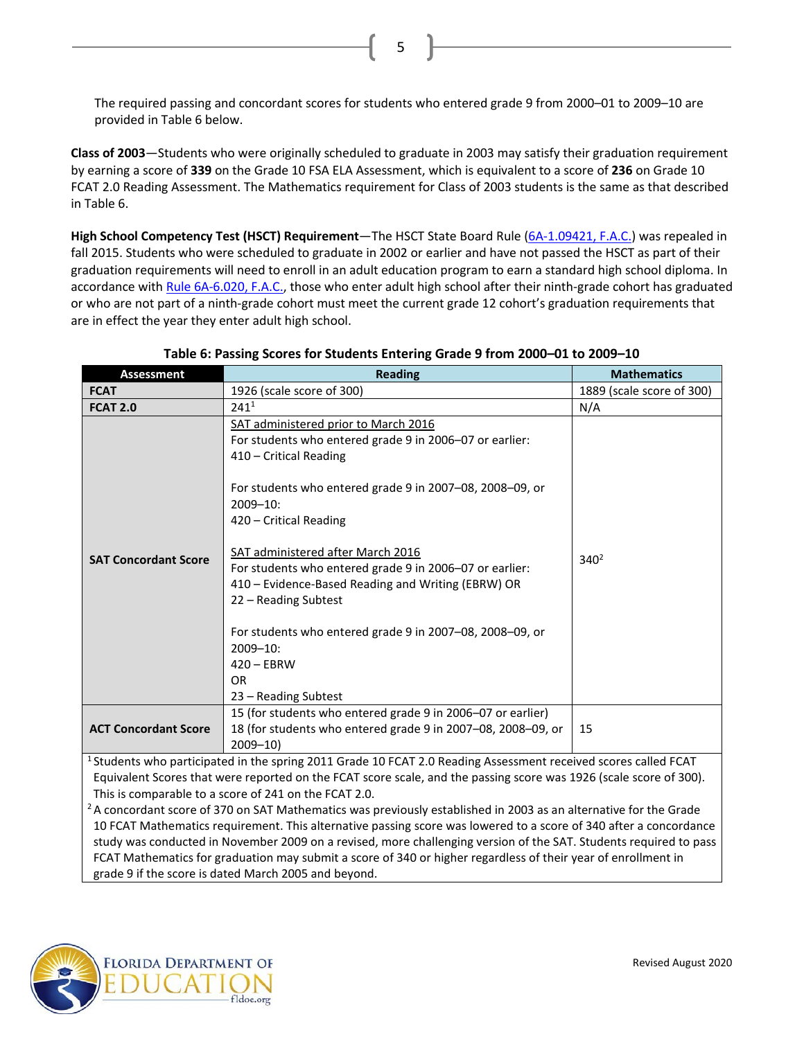The required passing and concordant scores for students who entered grade 9 from 2000–01 to 2009–10 are provided in Table 6 below.

**Class of 2003**—Students who were originally scheduled to graduate in 2003 may satisfy their graduation requirement by earning a score of **339** on the Grade 10 FSA ELA Assessment, which is equivalent to a score of **236** on Grade 10 FCAT 2.0 Reading Assessment. The Mathematics requirement for Class of 2003 students is the same as that described in Table 6.

**High School Competency Test (HSCT) Requirement**—The HSCT State Board Rule (6A-1.09421, F.A.C.) was repealed in fall 2015. Students who were scheduled to graduate in 2002 or earlier and have not passed the HSCT as part of their graduation requirements will need to enroll in an adult education program to earn a standard high school diploma. In accordance with Rule 6A-6.020, F.A.C., those who enter adult high school after their ninth-grade cohort has graduated or who are not part of a ninth-grade cohort must meet the current grade 12 cohort's graduation requirements that are in effect the year they enter adult high school.

**Table 6: Passing Scores for Students Entering Grade 9 from 2000–01 to 2009–10**

| Assessment | Reading | Mathematics |
|---|---|---|
| **FCAT** | 1926 (scale score of 300) | 1889 (scale score of 300) |
| **FCAT 2.0** | 241[1] | N/A |
| **SAT Concordant Score** | SAT administered prior to March 2016<br>For students who entered grade 9 in 2006–07 or earlier:<br>410 – Critical Reading<br><br>For students who entered grade 9 in 2007–08, 2008–09, or 2009–10:<br>420 – Critical Reading<br><br>SAT administered after March 2016<br>For students who entered grade 9 in 2006–07 or earlier:<br>410 – Evidence-Based Reading and Writing (EBRW) OR<br>22 – Reading Subtest<br><br>For students who entered grade 9 in 2007–08, 2008–09, or 2009–10:<br>420 – EBRW<br>OR<br>23 – Reading Subtest | 340[2] |
| **ACT Concordant Score** | 15 (for students who entered grade 9 in 2006–07 or earlier)<br>18 (for students who entered grade 9 in 2007–08, 2008–09, or 2009–10) | 15 |

[1] Students who participated in the spring 2011 Grade 10 FCAT 2.0 Reading Assessment received scores called FCAT Equivalent Scores that were reported on the FCAT score scale, and the passing score was 1926 (scale score of 300). This is comparable to a score of 241 on the FCAT 2.0.

[2] A concordant score of 370 on SAT Mathematics was previously established in 2003 as an alternative for the Grade 10 FCAT Mathematics requirement. This alternative passing score was lowered to a score of 340 after a concordance study was conducted in November 2009 on a revised, more challenging version of the SAT. Students required to pass FCAT Mathematics for graduation may submit a score of 340 or higher regardless of their year of enrollment in grade 9 if the score is dated March 2005 and beyond.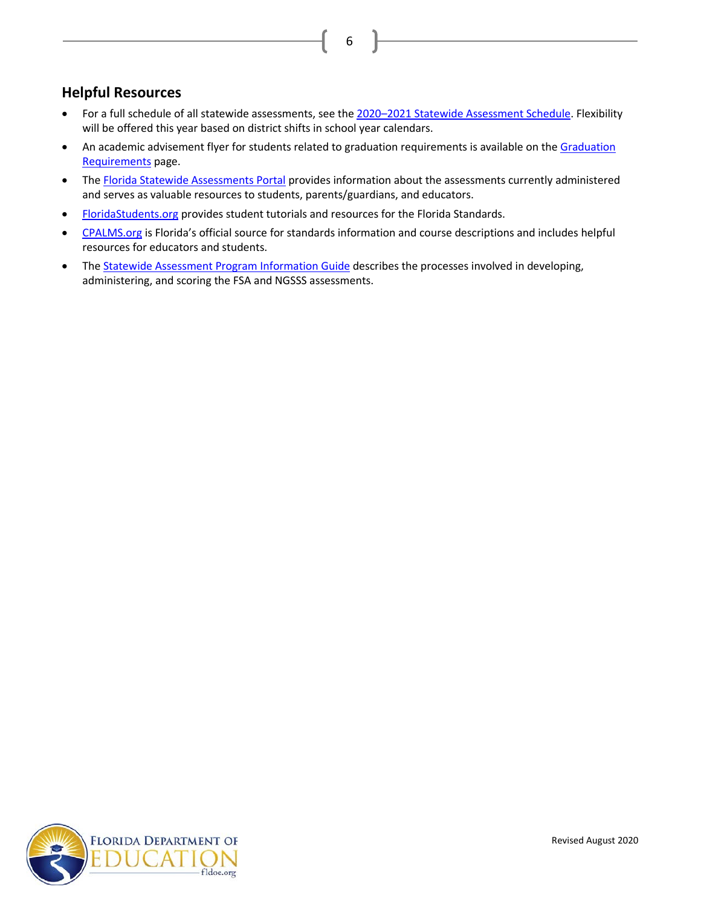## Helpful Resources

- For a full schedule of all statewide assessments, see the 2020–2021 Statewide Assessment Schedule. Flexibility will be offered this year based on district shifts in school year calendars.
- An academic advisement flyer for students related to graduation requirements is available on the Graduation Requirements page.
- The Florida Statewide Assessments Portal provides information about the assessments currently administered and serves as valuable resources to students, parents/guardians, and educators.
- FloridaStudents.org provides student tutorials and resources for the Florida Standards.
- CPALMS.org is Florida's official source for standards information and course descriptions and includes helpful resources for educators and students.
- The Statewide Assessment Program Information Guide describes the processes involved in developing, administering, and scoring the FSA and NGSSS assessments.

Revised August 2020